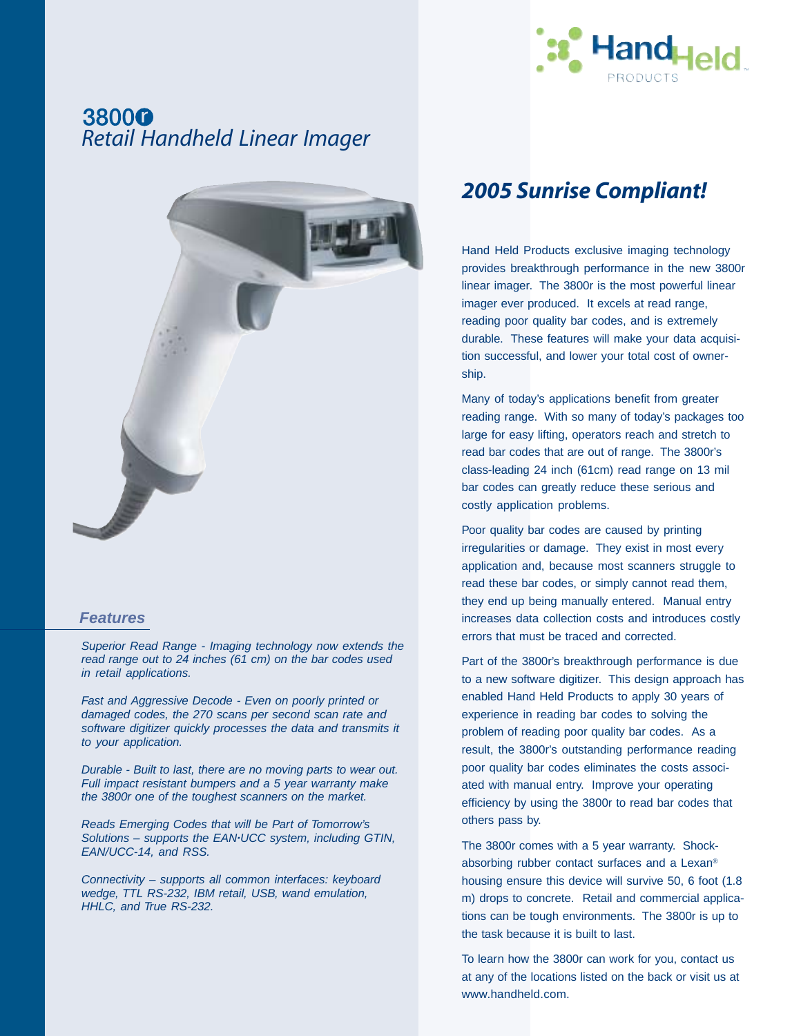HandHeld PRODUCTS

# 3800r
## *Retail Handheld Linear Imager*

## *2005 Sunrise Compliant!*

Hand Held Products exclusive imaging technology provides breakthrough performance in the new 3800r linear imager. The 3800r is the most powerful linear imager ever produced. It excels at read range, reading poor quality bar codes, and is extremely durable. These features will make your data acquisition successful, and lower your total cost of ownership.

Many of today's applications benefit from greater reading range. With so many of today's packages too large for easy lifting, operators reach and stretch to read bar codes that are out of range. The 3800r's class-leading 24 inch (61cm) read range on 13 mil bar codes can greatly reduce these serious and costly application problems.

Poor quality bar codes are caused by printing irregularities or damage. They exist in most every application and, because most scanners struggle to read these bar codes, or simply cannot read them, they end up being manually entered. Manual entry increases data collection costs and introduces costly errors that must be traced and corrected.

Part of the 3800r's breakthrough performance is due to a new software digitizer. This design approach has enabled Hand Held Products to apply 30 years of experience in reading bar codes to solving the problem of reading poor quality bar codes. As a result, the 3800r's outstanding performance reading poor quality bar codes eliminates the costs associated with manual entry. Improve your operating efficiency by using the 3800r to read bar codes that others pass by.

The 3800r comes with a 5 year warranty. Shock-absorbing rubber contact surfaces and a Lexan® housing ensure this device will survive 50, 6 foot (1.8 m) drops to concrete. Retail and commercial applications can be tough environments. The 3800r is up to the task because it is built to last.

To learn how the 3800r can work for you, contact us at any of the locations listed on the back or visit us at www.handheld.com.

### *Features*

*Superior Read Range - Imaging technology now extends the read range out to 24 inches (61 cm) on the bar codes used in retail applications.*

*Fast and Aggressive Decode - Even on poorly printed or damaged codes, the 270 scans per second scan rate and software digitizer quickly processes the data and transmits it to your application.*

*Durable - Built to last, there are no moving parts to wear out. Full impact resistant bumpers and a 5 year warranty make the 3800r one of the toughest scanners on the market.*

*Reads Emerging Codes that will be Part of Tomorrow's Solutions – supports the EAN•UCC system, including GTIN, EAN/UCC-14, and RSS.*

*Connectivity – supports all common interfaces: keyboard wedge, TTL RS-232, IBM retail, USB, wand emulation, HHLC, and True RS-232.*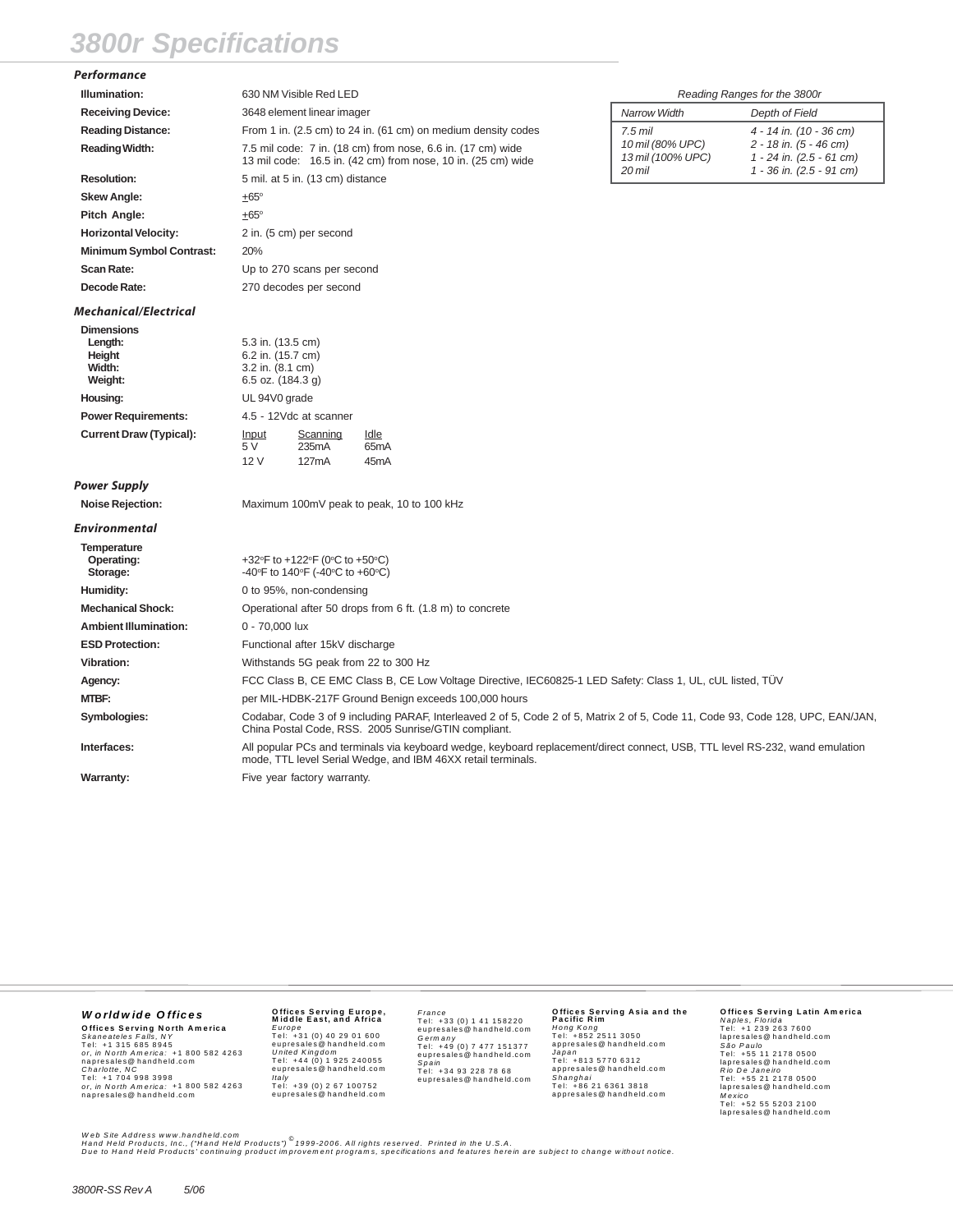# 3800r Specifications

### Performance

| | |
|---|---|
| **Illumination:** | 630 NM Visible Red LED |
| **Receiving Device:** | 3648 element linear imager |
| **Reading Distance:** | From 1 in. (2.5 cm) to 24 in. (61 cm) on medium density codes |
| **Reading Width:** | 7.5 mil code: 7 in. (18 cm) from nose, 6.6 in. (17 cm) wide<br>13 mil code: 16.5 in. (42 cm) from nose, 10 in. (25 cm) wide |
| **Resolution:** | 5 mil. at 5 in. (13 cm) distance |
| **Skew Angle:** | ±65° |
| **Pitch Angle:** | ±65° |
| **Horizontal Velocity:** | 2 in. (5 cm) per second |
| **Minimum Symbol Contrast:** | 20% |
| **Scan Rate:** | Up to 270 scans per second |
| **Decode Rate:** | 270 decodes per second |

*Reading Ranges for the 3800r*

| *Narrow Width* | *Depth of Field* |
|---|---|
| *7.5 mil* | *4 - 14 in. (10 - 36 cm)* |
| *10 mil (80% UPC)* | *2 - 18 in. (5 - 46 cm)* |
| *13 mil (100% UPC)* | *1 - 24 in. (2.5 - 61 cm)* |
| *20 mil* | *1 - 36 in. (2.5 - 91 cm)* |

### Mechanical/Electrical

| | |
|---|---|
| **Dimensions** | |
| **Length:** | 5.3 in. (13.5 cm) |
| **Height** | 6.2 in. (15.7 cm) |
| **Width:** | 3.2 in. (8.1 cm) |
| **Weight:** | 6.5 oz. (184.3 g) |
| **Housing:** | UL 94V0 grade |
| **Power Requirements:** | 4.5 - 12Vdc at scanner |

**Current Draw (Typical):**

| Input | Scanning | Idle |
|---|---|---|
| 5 V | 235mA | 65mA |
| 12 V | 127mA | 45mA |

### Power Supply

| | |
|---|---|
| **Noise Rejection:** | Maximum 100mV peak to peak, 10 to 100 kHz |

### Environmental

| | |
|---|---|
| **Temperature** | |
| **Operating:** | +32°F to +122°F (0°C to +50°C) |
| **Storage:** | -40°F to 140°F (-40°C to +60°C) |
| **Humidity:** | 0 to 95%, non-condensing |
| **Mechanical Shock:** | Operational after 50 drops from 6 ft. (1.8 m) to concrete |
| **Ambient Illumination:** | 0 - 70,000 lux |
| **ESD Protection:** | Functional after 15kV discharge |
| **Vibration:** | Withstands 5G peak from 22 to 300 Hz |
| **Agency:** | FCC Class B, CE EMC Class B, CE Low Voltage Directive, IEC60825-1 LED Safety: Class 1, UL, cUL listed, TÜV |
| **MTBF:** | per MIL-HDBK-217F Ground Benign exceeds 100,000 hours |
| **Symbologies:** | Codabar, Code 3 of 9 including PARAF, Interleaved 2 of 5, Code 2 of 5, Matrix 2 of 5, Code 11, Code 93, Code 128, UPC, EAN/JAN, China Postal Code, RSS. 2005 Sunrise/GTIN compliant. |
| **Interfaces:** | All popular PCs and terminals via keyboard wedge, keyboard replacement/direct connect, USB, TTL level RS-232, wand emulation mode, TTL level Serial Wedge, and IBM 46XX retail terminals. |
| **Warranty:** | Five year factory warranty. |

***Worldwide Offices***

**Offices Serving North America**
*Skaneateles Falls, NY*
Tel: +1 315 685 8945
*or, in North America:* +1 800 582 4263
napresales@handheld.com
*Charlotte, NC*
Tel: +1 704 998 3998
*or, in North America:* +1 800 582 4263
napresales@handheld.com

**Offices Serving Europe, Middle East, and Africa**
*Europe*
Tel: +31 (0) 40 29 01 600
eupresales@handheld.com
*United Kingdom*
Tel: +44 (0) 1 925 240055
eupresales@handheld.com
*Italy*
Tel: +39 (0) 2 67 100752
eupresales@handheld.com
*France*
Tel: +33 (0) 1 41 158220
eupresales@handheld.com
*Germany*
Tel: +49 (0) 7 477 151377
eupresales@handheld.com
*Spain*
Tel: +34 93 228 78 68
eupresales@handheld.com

**Offices Serving Asia and the Pacific Rim**
*Hong Kong*
Tel: +852 2511 3050
appresales@handheld.com
*Japan*
Tel: +813 5770 6312
appresales@handheld.com
*Shanghai*
Tel: +86 21 6361 3818
appresales@handheld.com

**Offices Serving Latin America**
*Naples, Florida*
Tel: +1 239 263 7600
lapresales@handheld.com
*São Paulo*
Tel: +55 11 2178 0500
lapresales@handheld.com
*Rio De Janeiro*
Tel: +55 21 2178 0500
lapresales@handheld.com
*Mexico*
Tel: +52 55 5203 2100
lapresales@handheld.com

*Web Site Address www.handheld.com*
*Hand Held Products, Inc., ("Hand Held Products") © 1999-2006. All rights reserved. Printed in the U.S.A.*
*Due to Hand Held Products' continuing product improvement programs, specifications and features herein are subject to change without notice.*

*3800R-SS Rev A 5/06*